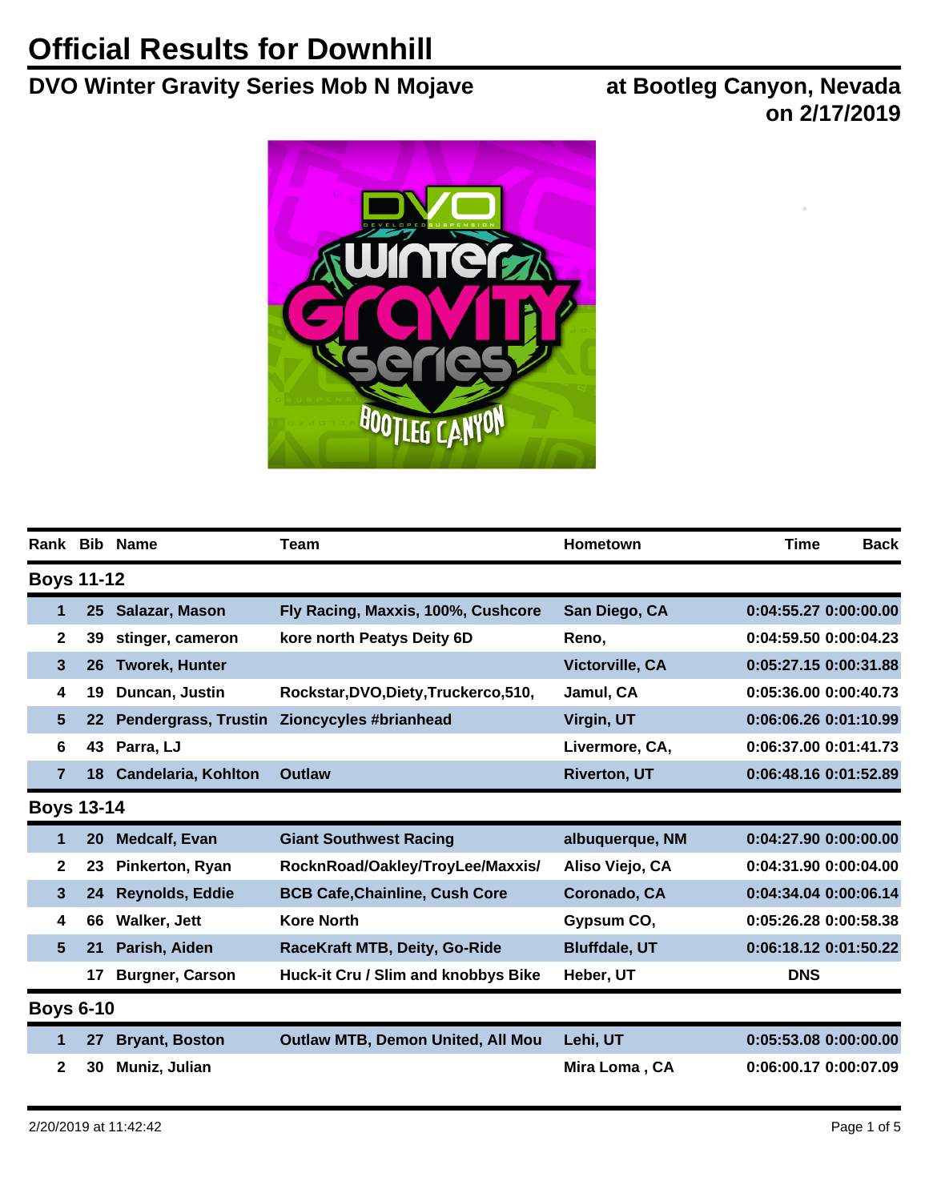# Official Results for Downhill

## DVO Winter Gravity Series Mob N Mojave

## at Bootleg Canyon, Nevada on 2/17/2019

| Rank | Bib | Name | Team | Hometown | Time | Back |
|---|---|---|---|---|---|---|
| **Boys 11-12** | | | | | | |
| 1 | 25 | Salazar, Mason | Fly Racing, Maxxis, 100%, Cushcore | San Diego, CA | 0:04:55.27 | 0:00:00.00 |
| 2 | 39 | stinger, cameron | kore north Peatys Deity 6D | Reno, | 0:04:59.50 | 0:00:04.23 |
| 3 | 26 | Tworek, Hunter | | Victorville, CA | 0:05:27.15 | 0:00:31.88 |
| 4 | 19 | Duncan, Justin | Rockstar,DVO,Diety,Truckerco,510, | Jamul, CA | 0:05:36.00 | 0:00:40.73 |
| 5 | 22 | Pendergrass, Trustin | Zioncycyles #brianhead | Virgin, UT | 0:06:06.26 | 0:01:10.99 |
| 6 | 43 | Parra, LJ | | Livermore, CA, | 0:06:37.00 | 0:01:41.73 |
| 7 | 18 | Candelaria, Kohlton | Outlaw | Riverton, UT | 0:06:48.16 | 0:01:52.89 |
| **Boys 13-14** | | | | | | |
| 1 | 20 | Medcalf, Evan | Giant Southwest Racing | albuquerque, NM | 0:04:27.90 | 0:00:00.00 |
| 2 | 23 | Pinkerton, Ryan | RocknRoad/Oakley/TroyLee/Maxxis/ | Aliso Viejo, CA | 0:04:31.90 | 0:00:04.00 |
| 3 | 24 | Reynolds, Eddie | BCB Cafe,Chainline, Cush Core | Coronado, CA | 0:04:34.04 | 0:00:06.14 |
| 4 | 66 | Walker, Jett | Kore North | Gypsum CO, | 0:05:26.28 | 0:00:58.38 |
| 5 | 21 | Parish, Aiden | RaceKraft MTB, Deity, Go-Ride | Bluffdale, UT | 0:06:18.12 | 0:01:50.22 |
| | 17 | Burgner, Carson | Huck-it Cru / Slim and knobbys Bike | Heber, UT | DNS | |
| **Boys 6-10** | | | | | | |
| 1 | 27 | Bryant, Boston | Outlaw MTB, Demon United, All Mou | Lehi, UT | 0:05:53.08 | 0:00:00.00 |
| 2 | 30 | Muniz, Julian | | Mira Loma , CA | 0:06:00.17 | 0:00:07.09 |

2/20/2019 at 11:42:42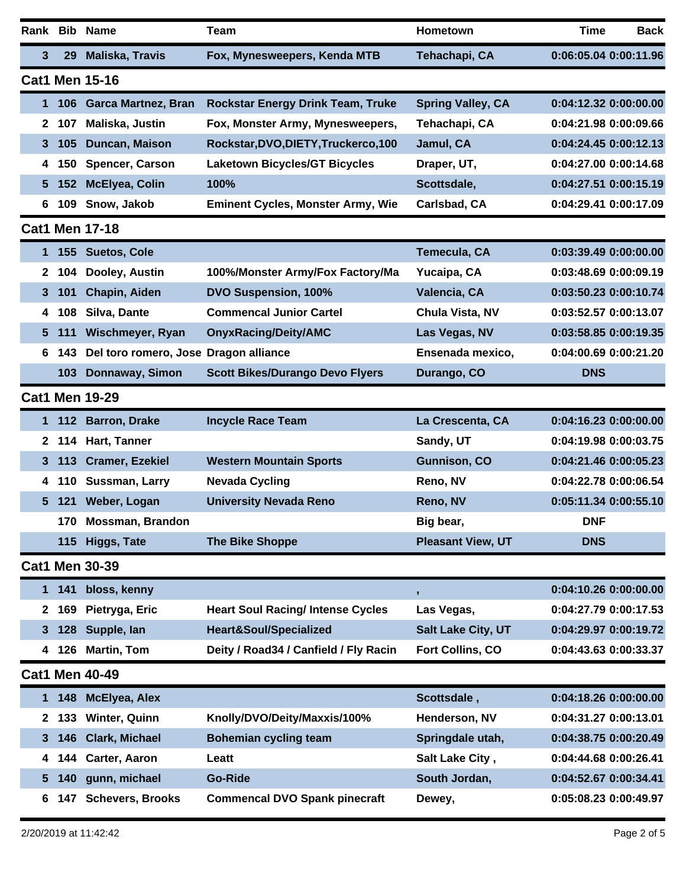| Rank | Bib | Name | Team | Hometown | Time | Back |
|---|---|---|---|---|---|---|
| 3 | 29 | Maliska, Travis | Fox, Mynesweepers, Kenda MTB | Tehachapi, CA | 0:06:05.04 | 0:00:11.96 |

## Cat1 Men 15-16

| Rank | Bib | Name | Team | Hometown | Time | Back |
|---|---|---|---|---|---|---|
| 1 | 106 | Garca Martnez, Bran | Rockstar Energy Drink Team, Truke | Spring Valley, CA | 0:04:12.32 | 0:00:00.00 |
| 2 | 107 | Maliska, Justin | Fox, Monster Army, Mynesweepers, | Tehachapi, CA | 0:04:21.98 | 0:00:09.66 |
| 3 | 105 | Duncan, Maison | Rockstar,DVO,DIETY,Truckerco,100 | Jamul, CA | 0:04:24.45 | 0:00:12.13 |
| 4 | 150 | Spencer, Carson | Laketown Bicycles/GT Bicycles | Draper, UT, | 0:04:27.00 | 0:00:14.68 |
| 5 | 152 | McElyea, Colin | 100% | Scottsdale, | 0:04:27.51 | 0:00:15.19 |
| 6 | 109 | Snow, Jakob | Eminent Cycles, Monster Army, Wie | Carlsbad, CA | 0:04:29.41 | 0:00:17.09 |

## Cat1 Men 17-18

| Rank | Bib | Name | Team | Hometown | Time | Back |
|---|---|---|---|---|---|---|
| 1 | 155 | Suetos, Cole | | Temecula, CA | 0:03:39.49 | 0:00:00.00 |
| 2 | 104 | Dooley, Austin | 100%/Monster Army/Fox Factory/Ma | Yucaipa, CA | 0:03:48.69 | 0:00:09.19 |
| 3 | 101 | Chapin, Aiden | DVO Suspension, 100% | Valencia, CA | 0:03:50.23 | 0:00:10.74 |
| 4 | 108 | Silva, Dante | Commencal Junior Cartel | Chula Vista, NV | 0:03:52.57 | 0:00:13.07 |
| 5 | 111 | Wischmeyer, Ryan | OnyxRacing/Deity/AMC | Las Vegas, NV | 0:03:58.85 | 0:00:19.35 |
| 6 | 143 | Del toro romero, Jose | Dragon alliance | Ensenada mexico, | 0:04:00.69 | 0:00:21.20 |
| | 103 | Donnaway, Simon | Scott Bikes/Durango Devo Flyers | Durango, CO | DNS | |

## Cat1 Men 19-29

| Rank | Bib | Name | Team | Hometown | Time | Back |
|---|---|---|---|---|---|---|
| 1 | 112 | Barron, Drake | Incycle Race Team | La Crescenta, CA | 0:04:16.23 | 0:00:00.00 |
| 2 | 114 | Hart, Tanner | | Sandy, UT | 0:04:19.98 | 0:00:03.75 |
| 3 | 113 | Cramer, Ezekiel | Western Mountain Sports | Gunnison, CO | 0:04:21.46 | 0:00:05.23 |
| 4 | 110 | Sussman, Larry | Nevada Cycling | Reno, NV | 0:04:22.78 | 0:00:06.54 |
| 5 | 121 | Weber, Logan | University Nevada Reno | Reno, NV | 0:05:11.34 | 0:00:55.10 |
| | 170 | Mossman, Brandon | | Big bear, | DNF | |
| | 115 | Higgs, Tate | The Bike Shoppe | Pleasant View, UT | DNS | |

## Cat1 Men 30-39

| Rank | Bib | Name | Team | Hometown | Time | Back |
|---|---|---|---|---|---|---|
| 1 | 141 | bloss, kenny | | , | 0:04:10.26 | 0:00:00.00 |
| 2 | 169 | Pietryga, Eric | Heart Soul Racing/ Intense Cycles | Las Vegas, | 0:04:27.79 | 0:00:17.53 |
| 3 | 128 | Supple, Ian | Heart&Soul/Specialized | Salt Lake City, UT | 0:04:29.97 | 0:00:19.72 |
| 4 | 126 | Martin, Tom | Deity / Road34 / Canfield / Fly Racin | Fort Collins, CO | 0:04:43.63 | 0:00:33.37 |

## Cat1 Men 40-49

| Rank | Bib | Name | Team | Hometown | Time | Back |
|---|---|---|---|---|---|---|
| 1 | 148 | McElyea, Alex | | Scottsdale , | 0:04:18.26 | 0:00:00.00 |
| 2 | 133 | Winter, Quinn | Knolly/DVO/Deity/Maxxis/100% | Henderson, NV | 0:04:31.27 | 0:00:13.01 |
| 3 | 146 | Clark, Michael | Bohemian cycling team | Springdale utah, | 0:04:38.75 | 0:00:20.49 |
| 4 | 144 | Carter, Aaron | Leatt | Salt Lake City , | 0:04:44.68 | 0:00:26.41 |
| 5 | 140 | gunn, michael | Go-Ride | South Jordan, | 0:04:52.67 | 0:00:34.41 |
| 6 | 147 | Schevers, Brooks | Commencal DVO Spank pinecraft | Dewey, | 0:05:08.23 | 0:00:49.97 |

2/20/2019 at 11:42:42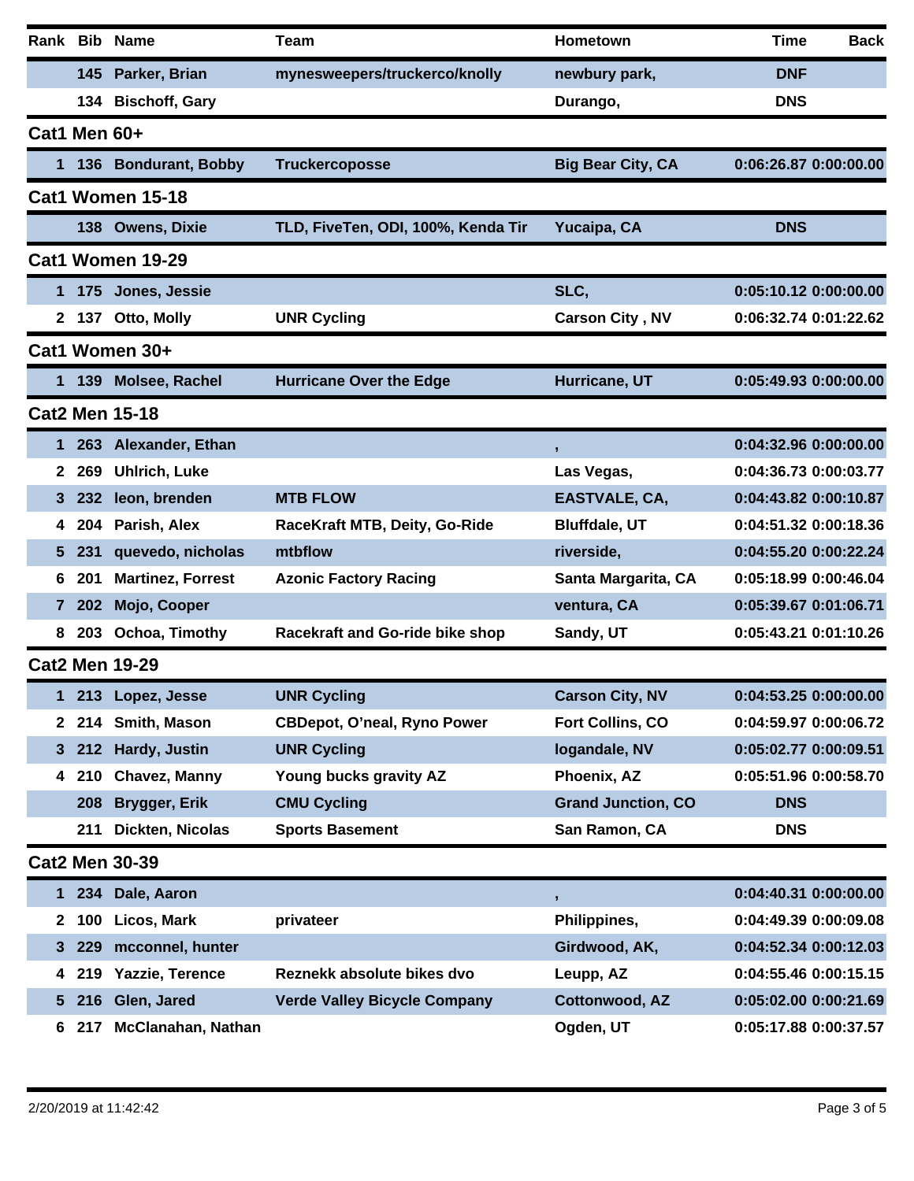| Rank | Bib | Name | Team | Hometown | Time | Back |
|---|---|---|---|---|---|---|
| | 145 | Parker, Brian | mynesweepers/truckerco/knolly | newbury park, | DNF | |
| | 134 | Bischoff, Gary | | Durango, | DNS | |

## Cat1 Men 60+

| Rank | Bib | Name | Team | Hometown | Time | Back |
|---|---|---|---|---|---|---|
| 1 | 136 | Bondurant, Bobby | Truckercoposse | Big Bear City, CA | 0:06:26.87 | 0:00:00.00 |

## Cat1 Women 15-18

| Rank | Bib | Name | Team | Hometown | Time | Back |
|---|---|---|---|---|---|---|
| | 138 | Owens, Dixie | TLD, FiveTen, ODI, 100%, Kenda Tir | Yucaipa, CA | DNS | |

## Cat1 Women 19-29

| Rank | Bib | Name | Team | Hometown | Time | Back |
|---|---|---|---|---|---|---|
| 1 | 175 | Jones, Jessie | | SLC, | 0:05:10.12 | 0:00:00.00 |
| 2 | 137 | Otto, Molly | UNR Cycling | Carson City , NV | 0:06:32.74 | 0:01:22.62 |

## Cat1 Women 30+

| Rank | Bib | Name | Team | Hometown | Time | Back |
|---|---|---|---|---|---|---|
| 1 | 139 | Molsee, Rachel | Hurricane Over the Edge | Hurricane, UT | 0:05:49.93 | 0:00:00.00 |

## Cat2 Men 15-18

| Rank | Bib | Name | Team | Hometown | Time | Back |
|---|---|---|---|---|---|---|
| 1 | 263 | Alexander, Ethan | | , | 0:04:32.96 | 0:00:00.00 |
| 2 | 269 | Uhlrich, Luke | | Las Vegas, | 0:04:36.73 | 0:00:03.77 |
| 3 | 232 | leon, brenden | MTB FLOW | EASTVALE, CA, | 0:04:43.82 | 0:00:10.87 |
| 4 | 204 | Parish, Alex | RaceKraft MTB, Deity, Go-Ride | Bluffdale, UT | 0:04:51.32 | 0:00:18.36 |
| 5 | 231 | quevedo, nicholas | mtbflow | riverside, | 0:04:55.20 | 0:00:22.24 |
| 6 | 201 | Martinez, Forrest | Azonic Factory Racing | Santa Margarita, CA | 0:05:18.99 | 0:00:46.04 |
| 7 | 202 | Mojo, Cooper | | ventura, CA | 0:05:39.67 | 0:01:06.71 |
| 8 | 203 | Ochoa, Timothy | Racekraft and Go-ride bike shop | Sandy, UT | 0:05:43.21 | 0:01:10.26 |

## Cat2 Men 19-29

| Rank | Bib | Name | Team | Hometown | Time | Back |
|---|---|---|---|---|---|---|
| 1 | 213 | Lopez, Jesse | UNR Cycling | Carson City, NV | 0:04:53.25 | 0:00:00.00 |
| 2 | 214 | Smith, Mason | CBDepot, O’neal, Ryno Power | Fort Collins, CO | 0:04:59.97 | 0:00:06.72 |
| 3 | 212 | Hardy, Justin | UNR Cycling | logandale, NV | 0:05:02.77 | 0:00:09.51 |
| 4 | 210 | Chavez, Manny | Young bucks gravity AZ | Phoenix, AZ | 0:05:51.96 | 0:00:58.70 |
| | 208 | Brygger, Erik | CMU Cycling | Grand Junction, CO | DNS | |
| | 211 | Dickten, Nicolas | Sports Basement | San Ramon, CA | DNS | |

## Cat2 Men 30-39

| Rank | Bib | Name | Team | Hometown | Time | Back |
|---|---|---|---|---|---|---|
| 1 | 234 | Dale, Aaron | | , | 0:04:40.31 | 0:00:00.00 |
| 2 | 100 | Licos, Mark | privateer | Philippines, | 0:04:49.39 | 0:00:09.08 |
| 3 | 229 | mcconnel, hunter | | Girdwood, AK, | 0:04:52.34 | 0:00:12.03 |
| 4 | 219 | Yazzie, Terence | Reznekk absolute bikes dvo | Leupp, AZ | 0:04:55.46 | 0:00:15.15 |
| 5 | 216 | Glen, Jared | Verde Valley Bicycle Company | Cottonwood, AZ | 0:05:02.00 | 0:00:21.69 |
| 6 | 217 | McClanahan, Nathan | | Ogden, UT | 0:05:17.88 | 0:00:37.57 |

2/20/2019 at 11:42:42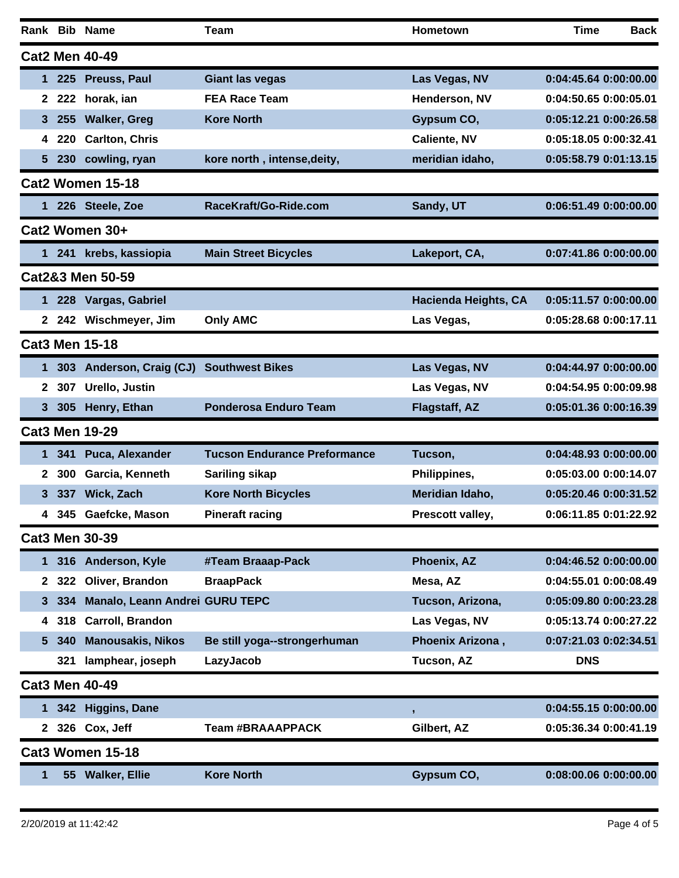| Rank | Bib | Name | Team | Hometown | Time | Back |
|---|---|---|---|---|---|---|
| **Cat2 Men 40-49** | | | | | | |
| 1 | 225 | Preuss, Paul | Giant las vegas | Las Vegas, NV | 0:04:45.64 | 0:00:00.00 |
| 2 | 222 | horak, ian | FEA Race Team | Henderson, NV | 0:04:50.65 | 0:00:05.01 |
| 3 | 255 | Walker, Greg | Kore North | Gypsum CO, | 0:05:12.21 | 0:00:26.58 |
| 4 | 220 | Carlton, Chris | | Caliente, NV | 0:05:18.05 | 0:00:32.41 |
| 5 | 230 | cowling, ryan | kore north , intense,deity, | meridian idaho, | 0:05:58.79 | 0:01:13.15 |
| **Cat2 Women 15-18** | | | | | | |
| 1 | 226 | Steele, Zoe | RaceKraft/Go-Ride.com | Sandy, UT | 0:06:51.49 | 0:00:00.00 |
| **Cat2 Women 30+** | | | | | | |
| 1 | 241 | krebs, kassiopia | Main Street Bicycles | Lakeport, CA, | 0:07:41.86 | 0:00:00.00 |
| **Cat2&3 Men 50-59** | | | | | | |
| 1 | 228 | Vargas, Gabriel | | Hacienda Heights, CA | 0:05:11.57 | 0:00:00.00 |
| 2 | 242 | Wischmeyer, Jim | Only AMC | Las Vegas, | 0:05:28.68 | 0:00:17.11 |
| **Cat3 Men 15-18** | | | | | | |
| 1 | 303 | Anderson, Craig (CJ) | Southwest Bikes | Las Vegas, NV | 0:04:44.97 | 0:00:00.00 |
| 2 | 307 | Urello, Justin | | Las Vegas, NV | 0:04:54.95 | 0:00:09.98 |
| 3 | 305 | Henry, Ethan | Ponderosa Enduro Team | Flagstaff, AZ | 0:05:01.36 | 0:00:16.39 |
| **Cat3 Men 19-29** | | | | | | |
| 1 | 341 | Puca, Alexander | Tucson Endurance Preformance | Tucson, | 0:04:48.93 | 0:00:00.00 |
| 2 | 300 | Garcia, Kenneth | Sariling sikap | Philippines, | 0:05:03.00 | 0:00:14.07 |
| 3 | 337 | Wick, Zach | Kore North Bicycles | Meridian Idaho, | 0:05:20.46 | 0:00:31.52 |
| 4 | 345 | Gaefcke, Mason | Pineraft racing | Prescott valley, | 0:06:11.85 | 0:01:22.92 |
| **Cat3 Men 30-39** | | | | | | |
| 1 | 316 | Anderson, Kyle | #Team Braaap-Pack | Phoenix, AZ | 0:04:46.52 | 0:00:00.00 |
| 2 | 322 | Oliver, Brandon | BraapPack | Mesa, AZ | 0:04:55.01 | 0:00:08.49 |
| 3 | 334 | Manalo, Leann Andrei | GURU TEPC | Tucson, Arizona, | 0:05:09.80 | 0:00:23.28 |
| 4 | 318 | Carroll, Brandon | | Las Vegas, NV | 0:05:13.74 | 0:00:27.22 |
| 5 | 340 | Manousakis, Nikos | Be still yoga--strongerhuman | Phoenix Arizona , | 0:07:21.03 | 0:02:34.51 |
| | 321 | lamphear, joseph | LazyJacob | Tucson, AZ | DNS | |
| **Cat3 Men 40-49** | | | | | | |
| 1 | 342 | Higgins, Dane | | , | 0:04:55.15 | 0:00:00.00 |
| 2 | 326 | Cox, Jeff | Team #BRAAAPPACK | Gilbert, AZ | 0:05:36.34 | 0:00:41.19 |
| **Cat3 Women 15-18** | | | | | | |
| 1 | 55 | Walker, Ellie | Kore North | Gypsum CO, | 0:08:00.06 | 0:00:00.00 |

2/20/2019 at 11:42:42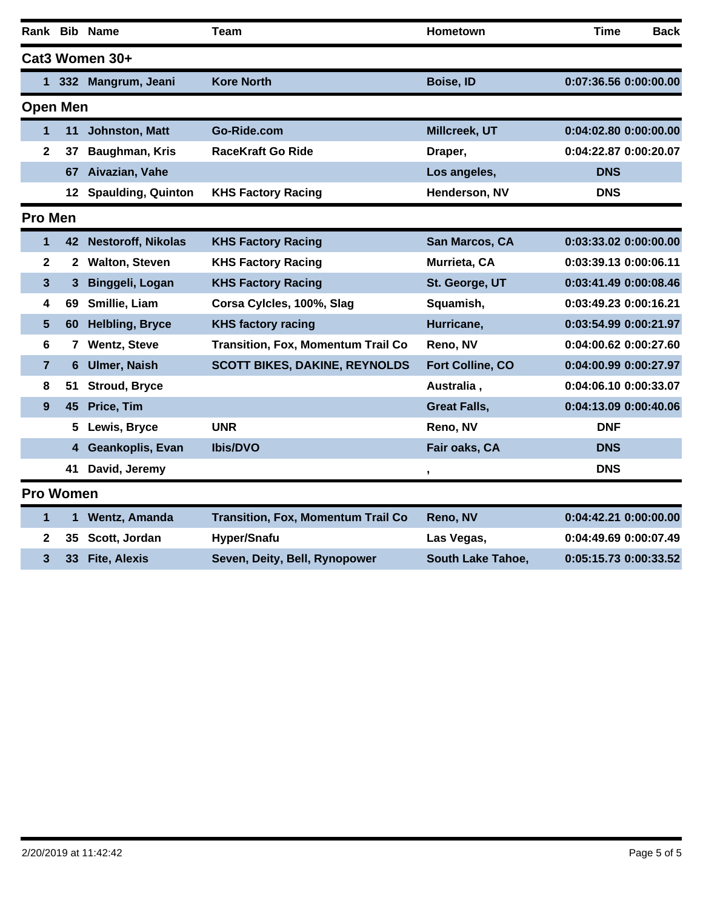| Rank | Bib | Name | Team | Hometown | Time | Back |
|---|---|---|---|---|---|---|
| **Cat3 Women 30+** | | | | | | |
| 1 | 332 | Mangrum, Jeani | Kore North | Boise, ID | 0:07:36.56 | 0:00:00.00 |
| **Open Men** | | | | | | |
| 1 | 11 | Johnston, Matt | Go-Ride.com | Millcreek, UT | 0:04:02.80 | 0:00:00.00 |
| 2 | 37 | Baughman, Kris | RaceKraft Go Ride | Draper, | 0:04:22.87 | 0:00:20.07 |
| | 67 | Aivazian, Vahe | | Los angeles, | DNS | |
| | 12 | Spaulding, Quinton | KHS Factory Racing | Henderson, NV | DNS | |
| **Pro Men** | | | | | | |
| 1 | 42 | Nestoroff, Nikolas | KHS Factory Racing | San Marcos, CA | 0:03:33.02 | 0:00:00.00 |
| 2 | 2 | Walton, Steven | KHS Factory Racing | Murrieta, CA | 0:03:39.13 | 0:00:06.11 |
| 3 | 3 | Binggeli, Logan | KHS Factory Racing | St. George, UT | 0:03:41.49 | 0:00:08.46 |
| 4 | 69 | Smillie, Liam | Corsa Cylcles, 100%, Slag | Squamish, | 0:03:49.23 | 0:00:16.21 |
| 5 | 60 | Helbling, Bryce | KHS factory racing | Hurricane, | 0:03:54.99 | 0:00:21.97 |
| 6 | 7 | Wentz, Steve | Transition, Fox, Momentum Trail Co | Reno, NV | 0:04:00.62 | 0:00:27.60 |
| 7 | 6 | Ulmer, Naish | SCOTT BIKES, DAKINE, REYNOLDS | Fort Colline, CO | 0:04:00.99 | 0:00:27.97 |
| 8 | 51 | Stroud, Bryce | | Australia , | 0:04:06.10 | 0:00:33.07 |
| 9 | 45 | Price, Tim | | Great Falls, | 0:04:13.09 | 0:00:40.06 |
| | 5 | Lewis, Bryce | UNR | Reno, NV | DNF | |
| | 4 | Geankoplis, Evan | Ibis/DVO | Fair oaks, CA | DNS | |
| | 41 | David, Jeremy | | , | DNS | |
| **Pro Women** | | | | | | |
| 1 | 1 | Wentz, Amanda | Transition, Fox, Momentum Trail Co | Reno, NV | 0:04:42.21 | 0:00:00.00 |
| 2 | 35 | Scott, Jordan | Hyper/Snafu | Las Vegas, | 0:04:49.69 | 0:00:07.49 |
| 3 | 33 | Fite, Alexis | Seven, Deity, Bell, Rynopower | South Lake Tahoe, | 0:05:15.73 | 0:00:33.52 |

2/20/2019 at 11:42:42